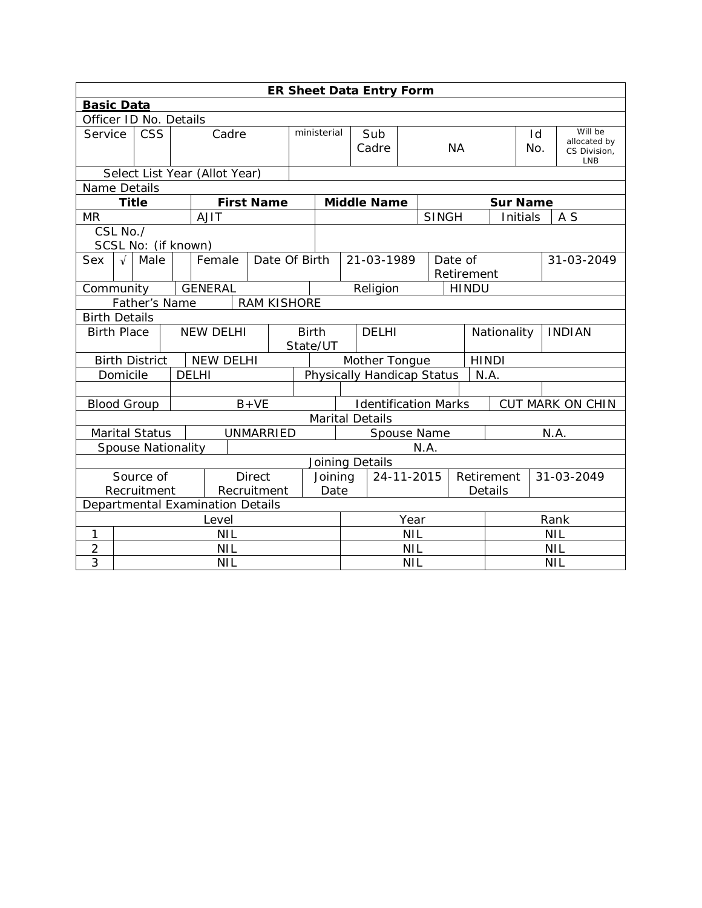## ER Sheet Data Entry Form

**Basic Data**

Officer ID No. Details

| Service | CSS | Cadre | ministerial | Sub Cadre | NA | Id No. | Will be allocated by CS Division, LNB |
|---|---|---|---|---|---|---|---|
| Select List Year (Allot Year) | | | | | | | |

Name Details

| Title | First Name | Middle Name | Sur Name | | |
|---|---|---|---|---|---|
| MR | AJIT | | SINGH | Initials | A S |

| CSL No./ SCSL No: (if known) | |
|---|---|

| Sex | √ | Male | | Female | Date Of Birth | 21-03-1989 | Date of Retirement | 31-03-2049 |
|---|---|---|---|---|---|---|---|---|

| Community | GENERAL | Religion | HINDU |
|---|---|---|---|
| Father's Name | RAM KISHORE | | |

Birth Details

| Birth Place | NEW DELHI | Birth State/UT | DELHI | Nationality | INDIAN |
|---|---|---|---|---|---|
| Birth District | NEW DELHI | Mother Tongue | HINDI | | |
| Domicile | DELHI | Physically Handicap Status | N.A. | | |
| | | | | | |
| Blood Group | B+VE | Identification Marks | CUT MARK ON CHIN | | |

Marital Details

| Marital Status | UNMARRIED | Spouse Name | N.A. |
|---|---|---|---|
| Spouse Nationality | N.A. | | |

Joining Details

| Source of Recruitment | Direct Recruitment | Joining Date | 24-11-2015 | Retirement Details | 31-03-2049 |
|---|---|---|---|---|---|

Departmental Examination Details

| | Level | Year | Rank |
|---|---|---|---|
| 1 | NIL | NIL | NIL |
| 2 | NIL | NIL | NIL |
| 3 | NIL | NIL | NIL |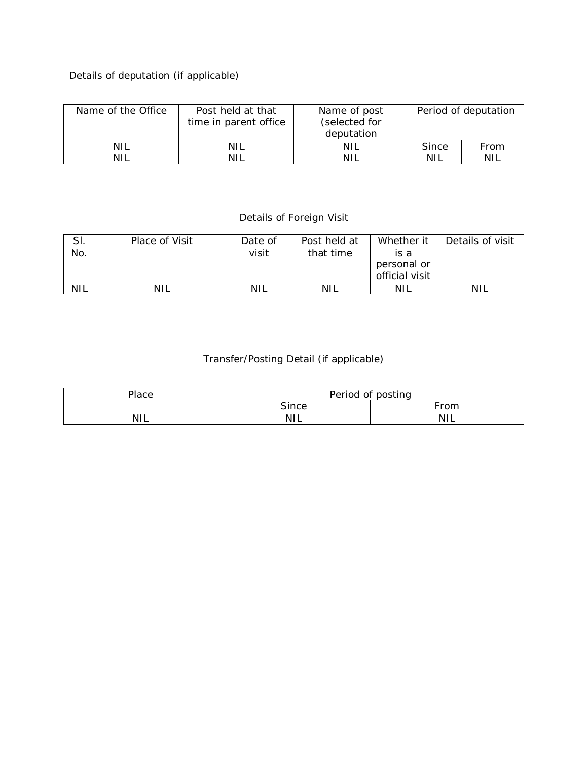Details of deputation (if applicable)

| Name of the Office | Post held at that time in parent office | Name of post (selected for deputation | Period of deputation | |
|---|---|---|---|---|
| NIL | NIL | NIL | Since | From |
| NIL | NIL | NIL | NIL | NIL |

Details of Foreign Visit

| Sl. No. | Place of Visit | Date of visit | Post held at that time | Whether it is a personal or official visit | Details of visit |
|---|---|---|---|---|---|
| NIL | NIL | NIL | NIL | NIL | NIL |

Transfer/Posting Detail (if applicable)

| Place | Period of posting | |
|---|---|---|
| | Since | From |
| NIL | NIL | NIL |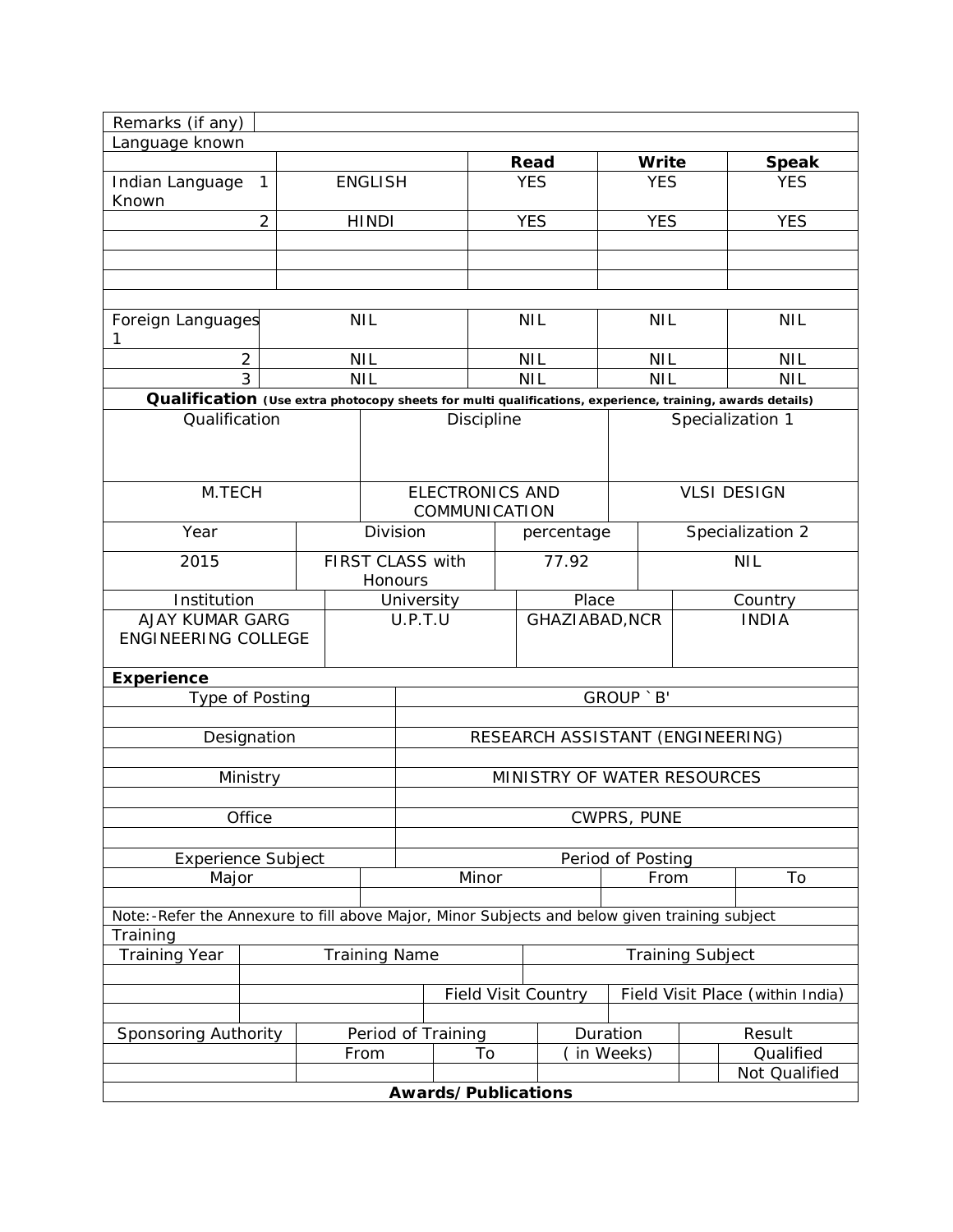| Remarks (if any) | | | | |
|---|---|---|---|---|
| **Language known** | | | | |
| | | **Read** | **Write** | **Speak** |
| Indian Language Known 1 | ENGLISH | YES | YES | YES |
| 2 | HINDI | YES | YES | YES |
| | | | | |
| | | | | |
| | | | | |
| | | | | |
| Foreign Languages 1 | NIL | NIL | NIL | NIL |
| 2 | NIL | NIL | NIL | NIL |
| 3 | NIL | NIL | NIL | NIL |

**Qualification** **(Use extra photocopy sheets for multi qualifications, experience, training, awards details)**

| Qualification | Discipline | Specialization 1 |
|---|---|---|
| M.TECH | ELECTRONICS AND COMMUNICATION | VLSI DESIGN |

| Year | Division | percentage | Specialization 2 |
|---|---|---|---|
| 2015 | FIRST CLASS with Honours | 77.92 | NIL |

| Institution | University | Place | Country |
|---|---|---|---|
| AJAY KUMAR GARG ENGINEERING COLLEGE | U.P.T.U | GHAZIABAD,NCR | INDIA |

**Experience**

| Type of Posting | GROUP `B' |
|---|---|
| | |
| Designation | RESEARCH ASSISTANT (ENGINEERING) |
| | |
| Ministry | MINISTRY OF WATER RESOURCES |
| | |
| Office | CWPRS, PUNE |
| | |
| Experience Subject | Period of Posting |

| Major | Minor | From | To |
|---|---|---|---|
| | | | |

Note:-Refer the Annexure to fill above Major, Minor Subjects and below given training subject

Training

| Training Year | Training Name | | Training Subject |
|---|---|---|---|
| | | | |
| | | Field Visit Country | Field Visit Place (within India) |
| | | | |

| Sponsoring Authority | Period of Training | | Duration | Result | |
|---|---|---|---|---|---|
| | From | To | ( in Weeks) | | Qualified |
| | | | | | Not Qualified |

**Awards/Publications**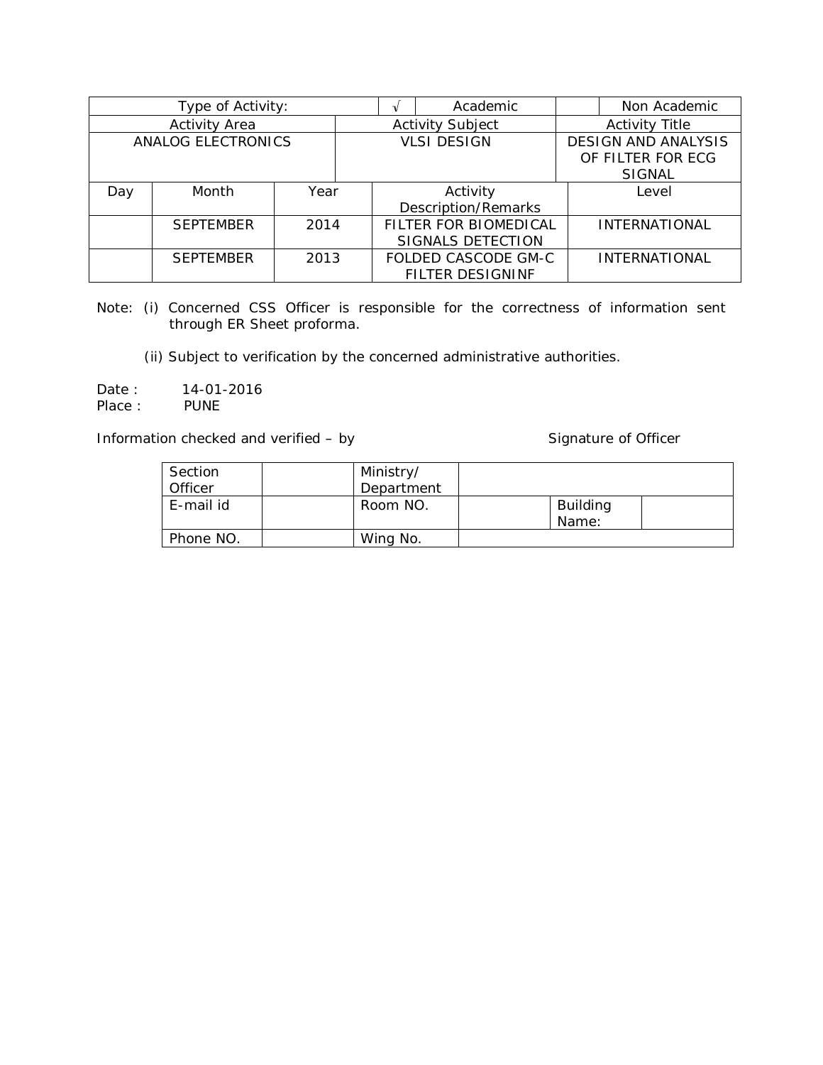| Type of Activity: | | √ | Academic | | Non Academic |
|---|---|---|---|---|---|
| Activity Area | | Activity Subject | | Activity Title | |
| ANALOG ELECTRONICS | | VLSI DESIGN | | DESIGN AND ANALYSIS OF FILTER FOR ECG SIGNAL | |

| Day | Month | Year | Activity Description/Remarks | Level |
|---|---|---|---|---|
| | SEPTEMBER | 2014 | FILTER FOR BIOMEDICAL SIGNALS DETECTION | INTERNATIONAL |
| | SEPTEMBER | 2013 | FOLDED CASCODE GM-C FILTER DESIGNINF | INTERNATIONAL |

Note: (i) Concerned CSS Officer is responsible for the correctness of information sent through ER Sheet proforma.

(ii) Subject to verification by the concerned administrative authorities.

Date : 14-01-2016
Place : PUNE

Information checked and verified – by Signature of Officer

| Section Officer | | Ministry/ Department | | | |
|---|---|---|---|---|---|
| E-mail id | | Room NO. | | Building Name: | |
| Phone NO. | | Wing No. | | | |